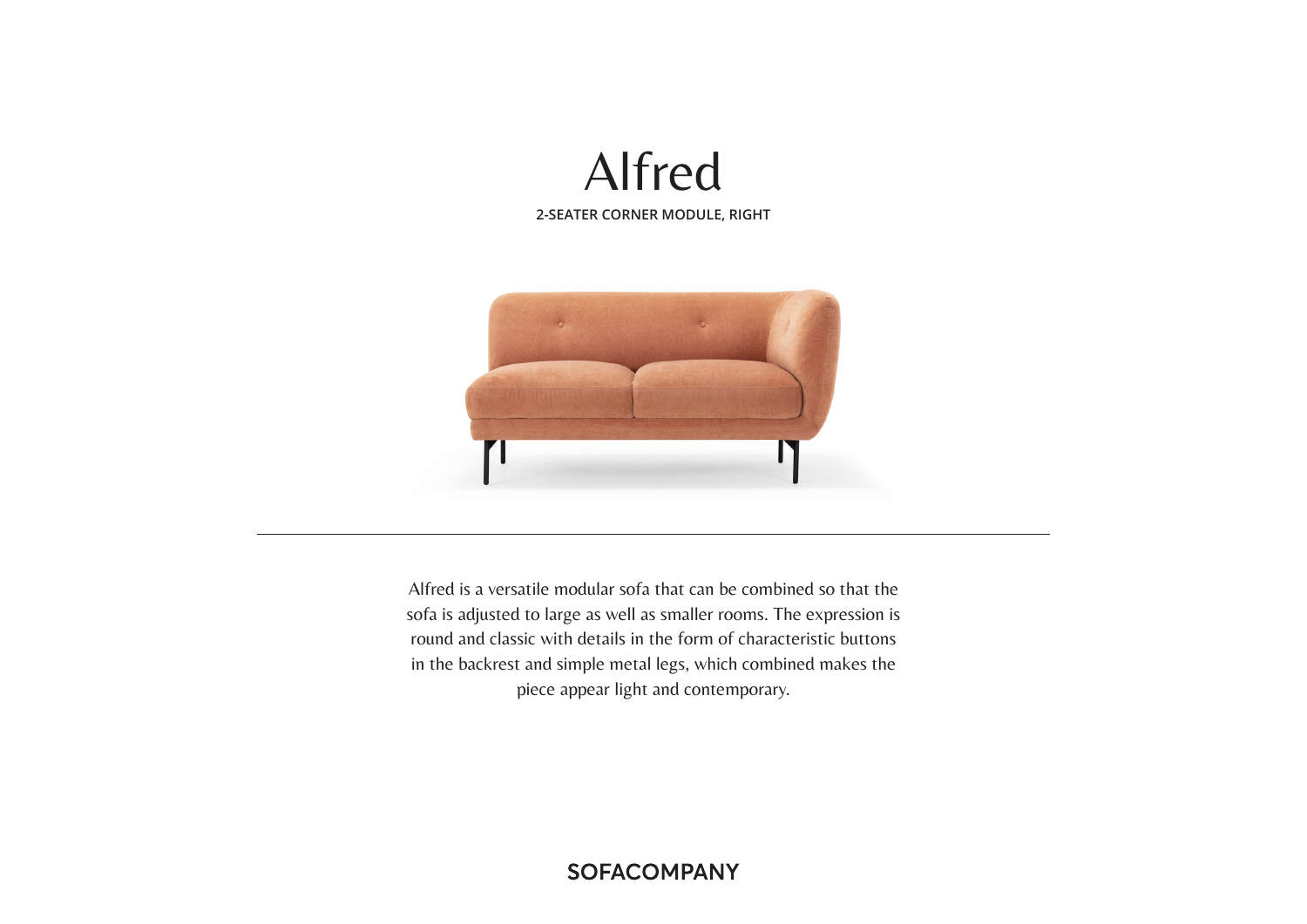# Alfred

**2-SEATER CORNER MODULE, RIGHT**

---

Alfred is a versatile modular sofa that can be combined so that the sofa is adjusted to large as well as smaller rooms. The expression is round and classic with details in the form of characteristic buttons in the backrest and simple metal legs, which combined makes the piece appear light and contemporary.

**SOFACOMPANY**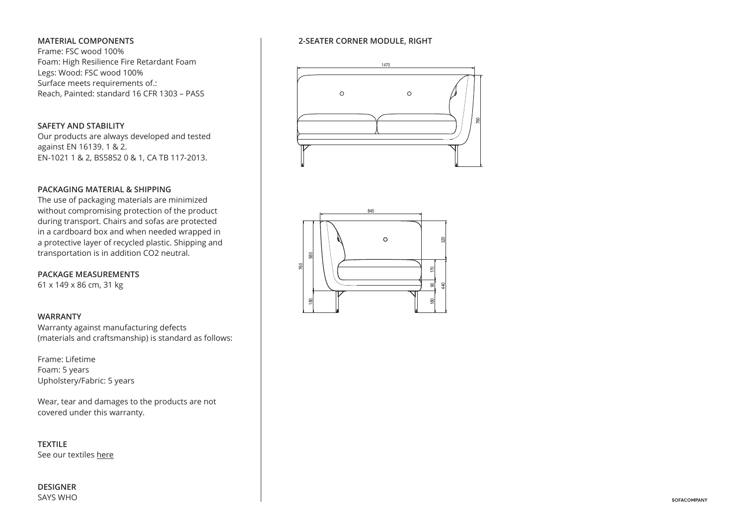## MATERIAL COMPONENTS

Frame: FSC wood 100%
Foam: High Resilience Fire Retardant Foam
Legs: Wood: FSC wood 100%
Surface meets requirements of.:
Reach, Painted: standard 16 CFR 1303 – PASS

## SAFETY AND STABILITY

Our products are always developed and tested against EN 16139. 1 & 2.
EN-1021 1 & 2, BS5852 0 & 1, CA TB 117-2013.

## PACKAGING MATERIAL & SHIPPING

The use of packaging materials are minimized without compromising protection of the product during transport. Chairs and sofas are protected in a cardboard box and when needed wrapped in a protective layer of recycled plastic. Shipping and transportation is in addition CO2 neutral.

## PACKAGE MEASUREMENTS

61 x 149 x 86 cm, 31 kg

## WARRANTY

Warranty against manufacturing defects (materials and craftsmanship) is standard as follows:

Frame: Lifetime
Foam: 5 years
Upholstery/Fabric: 5 years

Wear, tear and damages to the products are not covered under this warranty.

## TEXTILE

See our textiles here

## DESIGNER

SAYS WHO

## 2-SEATER CORNER MODULE, RIGHT

1470
760

840
760
580
180
320
170
90
440
180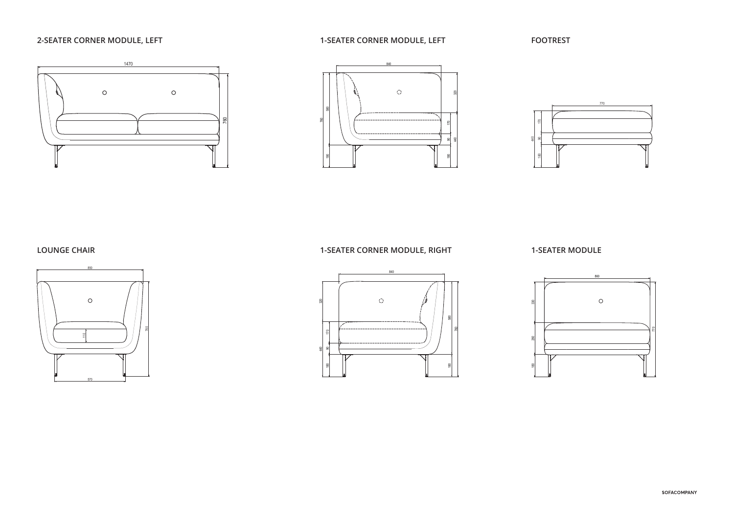## 2-SEATER CORNER MODULE, LEFT

1470

760

## 1-SEATER CORNER MODULE, LEFT

840

580

760

180

320

170

90

440

180

## FOOTREST

770

440

170

90

180

## LOUNGE CHAIR

850

110

760

570

## 1-SEATER CORNER MODULE, RIGHT

840

320

170

440

90

180

580

760

180

## 1-SEATER MODULE

860

330

260

180

770

SOFACOMPANY